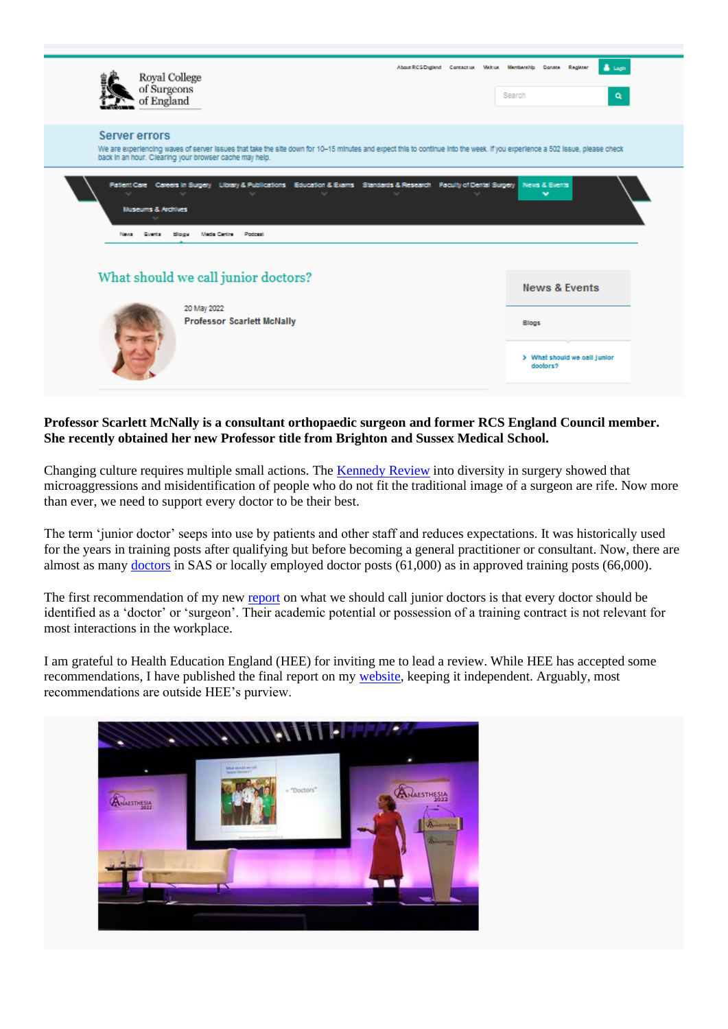Royal College of Surgeons of England

About RCS England | Contact us | Visit us | Membership | Donate | Register | Login

Search

**Server errors**

We are experiencing waves of server issues that take the site down for 10–15 minutes and expect this to continue into the week. If you experience a 502 issue, please check back in an hour. Clearing your browser cache may help.

Patient Care | Careers in Surgery | Library & Publications | Education & Exams | Standards & Research | Faculty of Dental Surgery | News & Events | Museums & Archives

News | Events | Blogs | Media Centre | Podcast

# What should we call junior doctors?

20 May 2022

**Professor Scarlett McNally**

News & Events

Blogs

> What should we call junior doctors?

**Professor Scarlett McNally is a consultant orthopaedic surgeon and former RCS England Council member. She recently obtained her new Professor title from Brighton and Sussex Medical School.**

Changing culture requires multiple small actions. The Kennedy Review into diversity in surgery showed that microaggressions and misidentification of people who do not fit the traditional image of a surgeon are rife. Now more than ever, we need to support every doctor to be their best.

The term 'junior doctor' seeps into use by patients and other staff and reduces expectations. It was historically used for the years in training posts after qualifying but before becoming a general practitioner or consultant. Now, there are almost as many doctors in SAS or locally employed doctor posts (61,000) as in approved training posts (66,000).

The first recommendation of my new report on what we should call junior doctors is that every doctor should be identified as a 'doctor' or 'surgeon'. Their academic potential or possession of a training contract is not relevant for most interactions in the workplace.

I am grateful to Health Education England (HEE) for inviting me to lead a review. While HEE has accepted some recommendations, I have published the final report on my website, keeping it independent. Arguably, most recommendations are outside HEE's purview.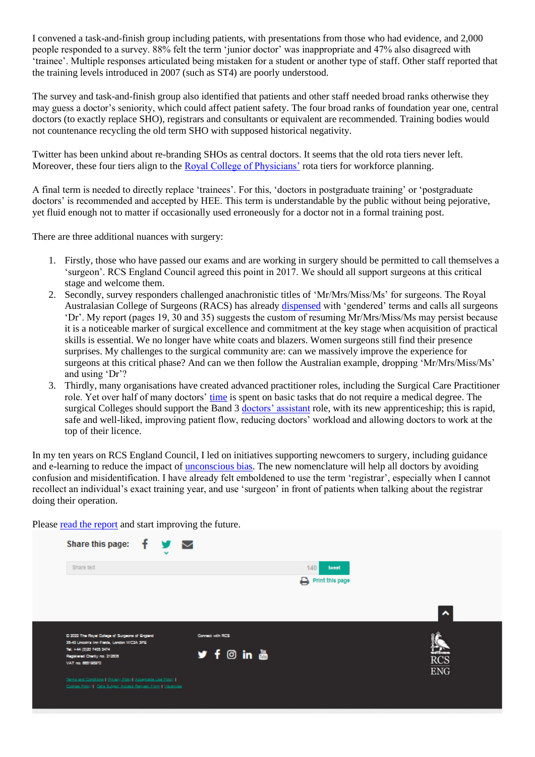I convened a task-and-finish group including patients, with presentations from those who had evidence, and 2,000 people responded to a survey. 88% felt the term 'junior doctor' was inappropriate and 47% also disagreed with 'trainee'. Multiple responses articulated being mistaken for a student or another type of staff. Other staff reported that the training levels introduced in 2007 (such as ST4) are poorly understood.

The survey and task-and-finish group also identified that patients and other staff needed broad ranks otherwise they may guess a doctor's seniority, which could affect patient safety. The four broad ranks of foundation year one, central doctors (to exactly replace SHO), registrars and consultants or equivalent are recommended. Training bodies would not countenance recycling the old term SHO with supposed historical negativity.

Twitter has been unkind about re-branding SHOs as central doctors. It seems that the old rota tiers never left. Moreover, these four tiers align to the Royal College of Physicians' rota tiers for workforce planning.

A final term is needed to directly replace 'trainees'. For this, 'doctors in postgraduate training' or 'postgraduate doctors' is recommended and accepted by HEE. This term is understandable by the public without being pejorative, yet fluid enough not to matter if occasionally used erroneously for a doctor not in a formal training post.

There are three additional nuances with surgery:

1. Firstly, those who have passed our exams and are working in surgery should be permitted to call themselves a 'surgeon'. RCS England Council agreed this point in 2017. We should all support surgeons at this critical stage and welcome them.
2. Secondly, survey responders challenged anachronistic titles of 'Mr/Mrs/Miss/Ms' for surgeons. The Royal Australasian College of Surgeons (RACS) has already dispensed with 'gendered' terms and calls all surgeons 'Dr'. My report (pages 19, 30 and 35) suggests the custom of resuming Mr/Mrs/Miss/Ms may persist because it is a noticeable marker of surgical excellence and commitment at the key stage when acquisition of practical skills is essential. We no longer have white coats and blazers. Women surgeons still find their presence surprises. My challenges to the surgical community are: can we massively improve the experience for surgeons at this critical phase? And can we then follow the Australian example, dropping 'Mr/Mrs/Miss/Ms' and using 'Dr'?
3. Thirdly, many organisations have created advanced practitioner roles, including the Surgical Care Practitioner role. Yet over half of many doctors' time is spent on basic tasks that do not require a medical degree. The surgical Colleges should support the Band 3 doctors' assistant role, with its new apprenticeship; this is rapid, safe and well-liked, improving patient flow, reducing doctors' workload and allowing doctors to work at the top of their licence.

In my ten years on RCS England Council, I led on initiatives supporting newcomers to surgery, including guidance and e-learning to reduce the impact of unconscious bias. The new nomenclature will help all doctors by avoiding confusion and misidentification. I have already felt emboldened to use the term 'registrar', especially when I cannot recollect an individual's exact training year, and use 'surgeon' in front of patients when talking about the registrar doing their operation.

Please read the report and start improving the future.